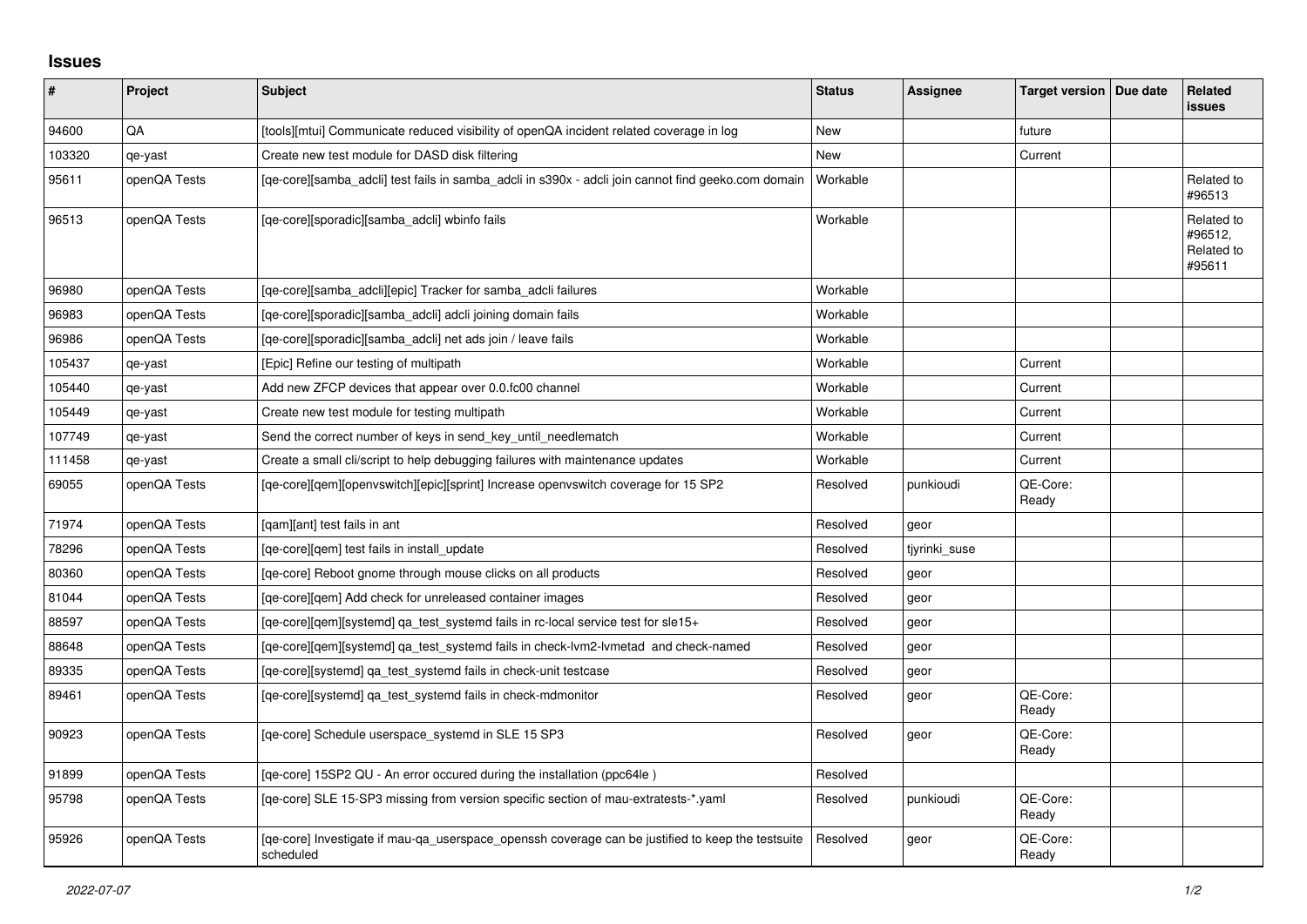## Issues

| # | Project | Subject | Status | Assignee | Target version | Due date | Related issues |
|---|---|---|---|---|---|---|---|
| 94600 | QA | [tools][mtui] Communicate reduced visibility of openQA incident related coverage in log | New | | future | | |
| 103320 | qe-yast | Create new test module for DASD disk filtering | New | | Current | | |
| 95611 | openQA Tests | [qe-core][samba_adcli] test fails in samba_adcli in s390x - adcli join cannot find geeko.com domain | Workable | | | | Related to #96513 |
| 96513 | openQA Tests | [qe-core][sporadic][samba_adcli] wbinfo fails | Workable | | | | Related to #96512, Related to #95611 |
| 96980 | openQA Tests | [qe-core][samba_adcli][epic] Tracker for samba_adcli failures | Workable | | | | |
| 96983 | openQA Tests | [qe-core][sporadic][samba_adcli] adcli joining domain fails | Workable | | | | |
| 96986 | openQA Tests | [qe-core][sporadic][samba_adcli] net ads join / leave fails | Workable | | | | |
| 105437 | qe-yast | [Epic] Refine our testing of multipath | Workable | | Current | | |
| 105440 | qe-yast | Add new ZFCP devices that appear over 0.0.fc00 channel | Workable | | Current | | |
| 105449 | qe-yast | Create new test module for testing multipath | Workable | | Current | | |
| 107749 | qe-yast | Send the correct number of keys in send_key_until_needlematch | Workable | | Current | | |
| 111458 | qe-yast | Create a small cli/script to help debugging failures with maintenance updates | Workable | | Current | | |
| 69055 | openQA Tests | [qe-core][qem][openvswitch][epic][sprint] Increase openvswitch coverage for 15 SP2 | Resolved | punkioudi | QE-Core: Ready | | |
| 71974 | openQA Tests | [qam][ant] test fails in ant | Resolved | geor | | | |
| 78296 | openQA Tests | [qe-core][qem] test fails in install_update | Resolved | tjyrinki_suse | | | |
| 80360 | openQA Tests | [qe-core] Reboot gnome through mouse clicks on all products | Resolved | geor | | | |
| 81044 | openQA Tests | [qe-core][qem] Add check for unreleased container images | Resolved | geor | | | |
| 88597 | openQA Tests | [qe-core][qem][systemd] qa_test_systemd fails in rc-local service test for sle15+ | Resolved | geor | | | |
| 88648 | openQA Tests | [qe-core][qem][systemd] qa_test_systemd fails in check-lvm2-lvmetad and check-named | Resolved | geor | | | |
| 89335 | openQA Tests | [qe-core][systemd] qa_test_systemd fails in check-unit testcase | Resolved | geor | | | |
| 89461 | openQA Tests | [qe-core][systemd] qa_test_systemd fails in check-mdmonitor | Resolved | geor | QE-Core: Ready | | |
| 90923 | openQA Tests | [qe-core] Schedule userspace_systemd in SLE 15 SP3 | Resolved | geor | QE-Core: Ready | | |
| 91899 | openQA Tests | [qe-core] 15SP2 QU - An error occured during the installation (ppc64le ) | Resolved | | | | |
| 95798 | openQA Tests | [qe-core] SLE 15-SP3 missing from version specific section of mau-extratests-*.yaml | Resolved | punkioudi | QE-Core: Ready | | |
| 95926 | openQA Tests | [qe-core] Investigate if mau-qa_userspace_openssh coverage can be justified to keep the testsuite scheduled | Resolved | geor | QE-Core: Ready | | |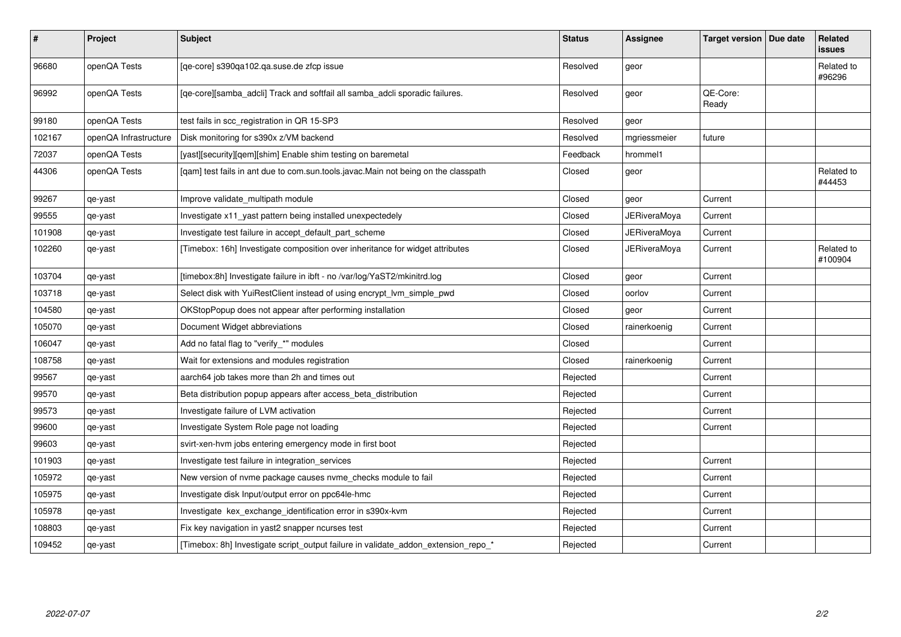| # | Project | Subject | Status | Assignee | Target version | Due date | Related issues |
|---|---|---|---|---|---|---|---|
| 96680 | openQA Tests | [qe-core] s390qa102.qa.suse.de zfcp issue | Resolved | geor | | | Related to #96296 |
| 96992 | openQA Tests | [qe-core][samba_adcli] Track and softfail all samba_adcli sporadic failures. | Resolved | geor | QE-Core: Ready | | |
| 99180 | openQA Tests | test fails in scc_registration in QR 15-SP3 | Resolved | geor | | | |
| 102167 | openQA Infrastructure | Disk monitoring for s390x z/VM backend | Resolved | mgriessmeier | future | | |
| 72037 | openQA Tests | [yast][security][qem][shim] Enable shim testing on baremetal | Feedback | hrommel1 | | | |
| 44306 | openQA Tests | [qam] test fails in ant due to com.sun.tools.javac.Main not being on the classpath | Closed | geor | | | Related to #44453 |
| 99267 | qe-yast | Improve validate_multipath module | Closed | geor | Current | | |
| 99555 | qe-yast | Investigate x11_yast pattern being installed unexpectedely | Closed | JERiveraMoya | Current | | |
| 101908 | qe-yast | Investigate test failure in accept_default_part_scheme | Closed | JERiveraMoya | Current | | |
| 102260 | qe-yast | [Timebox: 16h] Investigate composition over inheritance for widget attributes | Closed | JERiveraMoya | Current | | Related to #100904 |
| 103704 | qe-yast | [timebox:8h] Investigate failure in ibft - no /var/log/YaST2/mkinitrd.log | Closed | geor | Current | | |
| 103718 | qe-yast | Select disk with YuiRestClient instead of using encrypt_lvm_simple_pwd | Closed | oorlov | Current | | |
| 104580 | qe-yast | OKStopPopup does not appear after performing installation | Closed | geor | Current | | |
| 105070 | qe-yast | Document Widget abbreviations | Closed | rainerkoenig | Current | | |
| 106047 | qe-yast | Add no fatal flag to "verify_*" modules | Closed | | Current | | |
| 108758 | qe-yast | Wait for extensions and modules registration | Closed | rainerkoenig | Current | | |
| 99567 | qe-yast | aarch64 job takes more than 2h and times out | Rejected | | Current | | |
| 99570 | qe-yast | Beta distribution popup appears after access_beta_distribution | Rejected | | Current | | |
| 99573 | qe-yast | Investigate failure of LVM activation | Rejected | | Current | | |
| 99600 | qe-yast | Investigate System Role page not loading | Rejected | | Current | | |
| 99603 | qe-yast | svirt-xen-hvm jobs entering emergency mode in first boot | Rejected | | | | |
| 101903 | qe-yast | Investigate test failure in integration_services | Rejected | | Current | | |
| 105972 | qe-yast | New version of nvme package causes nvme_checks module to fail | Rejected | | Current | | |
| 105975 | qe-yast | Investigate disk Input/output error on ppc64le-hmc | Rejected | | Current | | |
| 105978 | qe-yast | Investigate kex_exchange_identification error in s390x-kvm | Rejected | | Current | | |
| 108803 | qe-yast | Fix key navigation in yast2 snapper ncurses test | Rejected | | Current | | |
| 109452 | qe-yast | [Timebox: 8h] Investigate script_output failure in validate_addon_extension_repo_* | Rejected | | Current | | |